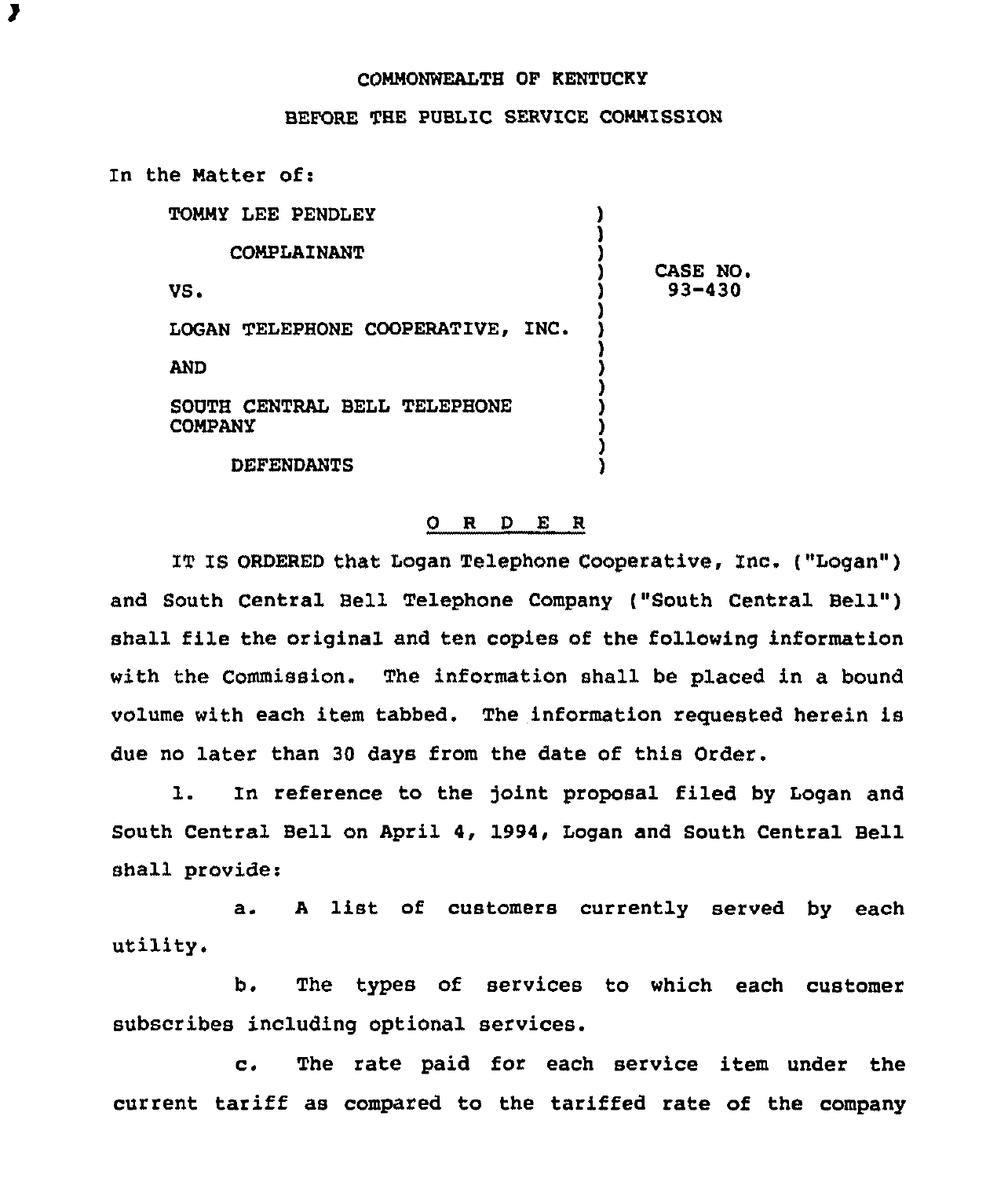COMMONWEALTH OF KENTUCKY

BEFORE THE PUBLIC SERVICE COMMISSION

In the Matter of:

| | |
|---|---|
| TOMMY LEE PENDLEY<br><br>COMPLAINANT<br><br>VS.<br><br>LOGAN TELEPHONE COOPERATIVE, INC.<br><br>AND<br><br>SOUTH CENTRAL BELL TELEPHONE COMPANY<br><br>DEFENDANTS | CASE NO. 93-430 |

## O R D E R

IT IS ORDERED that Logan Telephone Cooperative, Inc. ("Logan") and South Central Bell Telephone Company ("South Central Bell") shall file the original and ten copies of the following information with the Commission. The information shall be placed in a bound volume with each item tabbed. The information requested herein is due no later than 30 days from the date of this Order.

1. In reference to the joint proposal filed by Logan and South Central Bell on April 4, 1994, Logan and South Central Bell shall provide:

   a. A list of customers currently served by each utility.

   b. The types of services to which each customer subscribes including optional services.

   c. The rate paid for each service item under the current tariff as compared to the tariffed rate of the company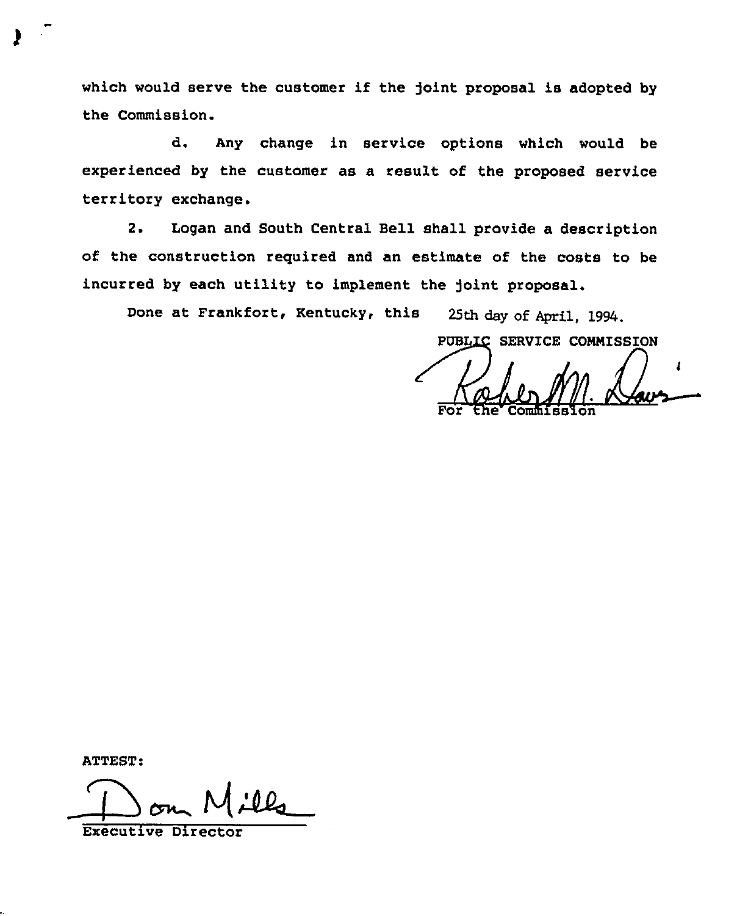which would serve the customer if the joint proposal is adopted by the Commission.

d. Any change in service options which would be experienced by the customer as a result of the proposed service territory exchange.

2. Logan and South Central Bell shall provide a description of the construction required and an estimate of the costs to be incurred by each utility to implement the joint proposal.

Done at Frankfort, Kentucky, this 25th day of April, 1994.

PUBLIC SERVICE COMMISSION

For the Commission

ATTEST:

Executive Director